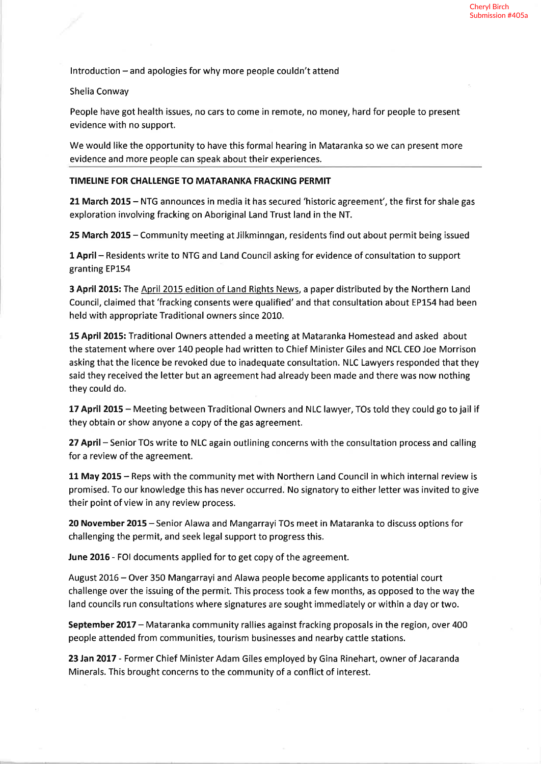Cheryl Birch
Submission #405a

Introduction – and apologies for why more people couldn't attend

Shelia Conway

People have got health issues, no cars to come in remote, no money, hard for people to present evidence with no support.

We would like the opportunity to have this formal hearing in Mataranka so we can present more evidence and more people can speak about their experiences.

---

**TIMELINE FOR CHALLENGE TO MATARANKA FRACKING PERMIT**

**21 March 2015** – NTG announces in media it has secured 'historic agreement', the first for shale gas exploration involving fracking on Aboriginal Land Trust land in the NT.

**25 March 2015** – Community meeting at Jilkminngan, residents find out about permit being issued

**1 April** – Residents write to NTG and Land Council asking for evidence of consultation to support granting EP154

**3 April 2015:** The April 2015 edition of Land Rights News, a paper distributed by the Northern Land Council, claimed that 'fracking consents were qualified' and that consultation about EP154 had been held with appropriate Traditional owners since 2010.

**15 April 2015:** Traditional Owners attended a meeting at Mataranka Homestead and asked about the statement where over 140 people had written to Chief Minister Giles and NCL CEO Joe Morrison asking that the licence be revoked due to inadequate consultation. NLC Lawyers responded that they said they received the letter but an agreement had already been made and there was now nothing they could do.

**17 April 2015** – Meeting between Traditional Owners and NLC lawyer, TOs told they could go to jail if they obtain or show anyone a copy of the gas agreement.

**27 April** – Senior TOs write to NLC again outlining concerns with the consultation process and calling for a review of the agreement.

**11 May 2015** – Reps with the community met with Northern Land Council in which internal review is promised. To our knowledge this has never occurred. No signatory to either letter was invited to give their point of view in any review process.

**20 November 2015** – Senior Alawa and Mangarrayi TOs meet in Mataranka to discuss options for challenging the permit, and seek legal support to progress this.

**June 2016** - FOI documents applied for to get copy of the agreement.

August 2016 – Over 350 Mangarrayi and Alawa people become applicants to potential court challenge over the issuing of the permit. This process took a few months, as opposed to the way the land councils run consultations where signatures are sought immediately or within a day or two.

**September 2017** – Mataranka community rallies against fracking proposals in the region, over 400 people attended from communities, tourism businesses and nearby cattle stations.

**23 Jan 2017** - Former Chief Minister Adam Giles employed by Gina Rinehart, owner of Jacaranda Minerals. This brought concerns to the community of a conflict of interest.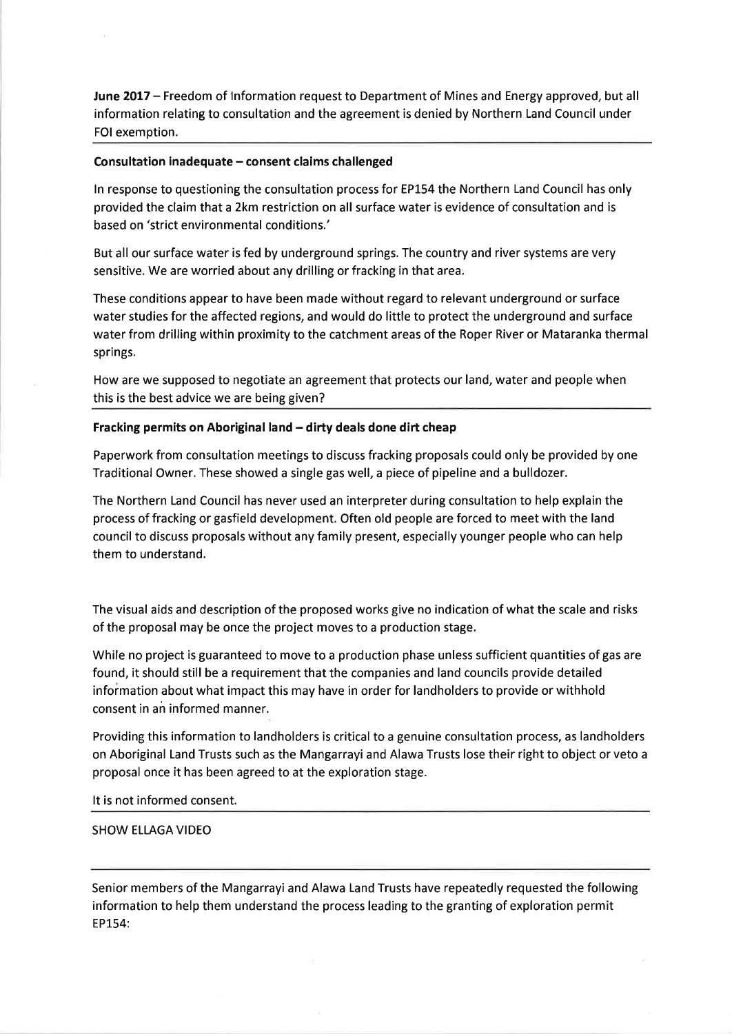**June 2017** – Freedom of Information request to Department of Mines and Energy approved, but all information relating to consultation and the agreement is denied by Northern Land Council under FOI exemption.

---

**Consultation inadequate – consent claims challenged**

In response to questioning the consultation process for EP154 the Northern Land Council has only provided the claim that a 2km restriction on all surface water is evidence of consultation and is based on 'strict environmental conditions.'

But all our surface water is fed by underground springs. The country and river systems are very sensitive. We are worried about any drilling or fracking in that area.

These conditions appear to have been made without regard to relevant underground or surface water studies for the affected regions, and would do little to protect the underground and surface water from drilling within proximity to the catchment areas of the Roper River or Mataranka thermal springs.

How are we supposed to negotiate an agreement that protects our land, water and people when this is the best advice we are being given?

---

**Fracking permits on Aboriginal land – dirty deals done dirt cheap**

Paperwork from consultation meetings to discuss fracking proposals could only be provided by one Traditional Owner. These showed a single gas well, a piece of pipeline and a bulldozer.

The Northern Land Council has never used an interpreter during consultation to help explain the process of fracking or gasfield development. Often old people are forced to meet with the land council to discuss proposals without any family present, especially younger people who can help them to understand.

The visual aids and description of the proposed works give no indication of what the scale and risks of the proposal may be once the project moves to a production stage.

While no project is guaranteed to move to a production phase unless sufficient quantities of gas are found, it should still be a requirement that the companies and land councils provide detailed information about what impact this may have in order for landholders to provide or withhold consent in an informed manner.

Providing this information to landholders is critical to a genuine consultation process, as landholders on Aboriginal Land Trusts such as the Mangarrayi and Alawa Trusts lose their right to object or veto a proposal once it has been agreed to at the exploration stage.

It is not informed consent.

---

SHOW ELLAGA VIDEO

---

Senior members of the Mangarrayi and Alawa Land Trusts have repeatedly requested the following information to help them understand the process leading to the granting of exploration permit EP154: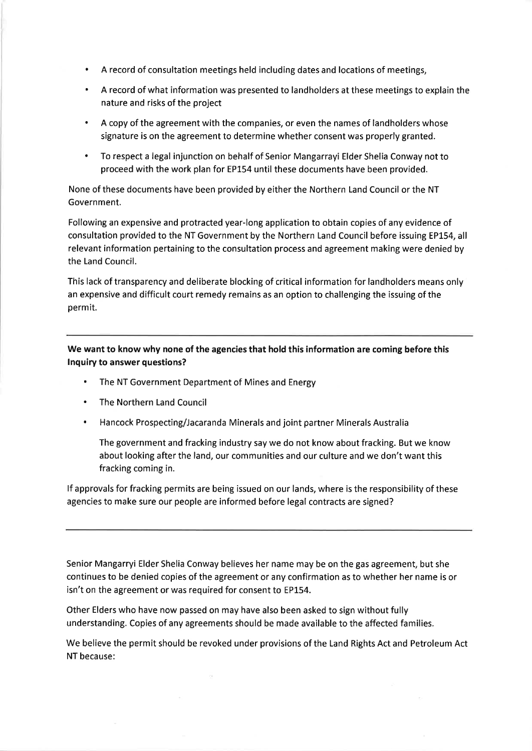- A record of consultation meetings held including dates and locations of meetings,
- A record of what information was presented to landholders at these meetings to explain the nature and risks of the project
- A copy of the agreement with the companies, or even the names of landholders whose signature is on the agreement to determine whether consent was properly granted.
- To respect a legal injunction on behalf of Senior Mangarrayi Elder Shelia Conway not to proceed with the work plan for EP154 until these documents have been provided.

None of these documents have been provided by either the Northern Land Council or the NT Government.

Following an expensive and protracted year-long application to obtain copies of any evidence of consultation provided to the NT Government by the Northern Land Council before issuing EP154, all relevant information pertaining to the consultation process and agreement making were denied by the Land Council.

This lack of transparency and deliberate blocking of critical information for landholders means only an expensive and difficult court remedy remains as an option to challenging the issuing of the permit.

---

**We want to know why none of the agencies that hold this information are coming before this Inquiry to answer questions?**

- The NT Government Department of Mines and Energy
- The Northern Land Council
- Hancock Prospecting/Jacaranda Minerals and joint partner Minerals Australia

  The government and fracking industry say we do not know about fracking. But we know about looking after the land, our communities and our culture and we don't want this fracking coming in.

If approvals for fracking permits are being issued on our lands, where is the responsibility of these agencies to make sure our people are informed before legal contracts are signed?

---

Senior Mangarryi Elder Shelia Conway believes her name may be on the gas agreement, but she continues to be denied copies of the agreement or any confirmation as to whether her name is or isn't on the agreement or was required for consent to EP154.

Other Elders who have now passed on may have also been asked to sign without fully understanding. Copies of any agreements should be made available to the affected families.

We believe the permit should be revoked under provisions of the Land Rights Act and Petroleum Act NT because: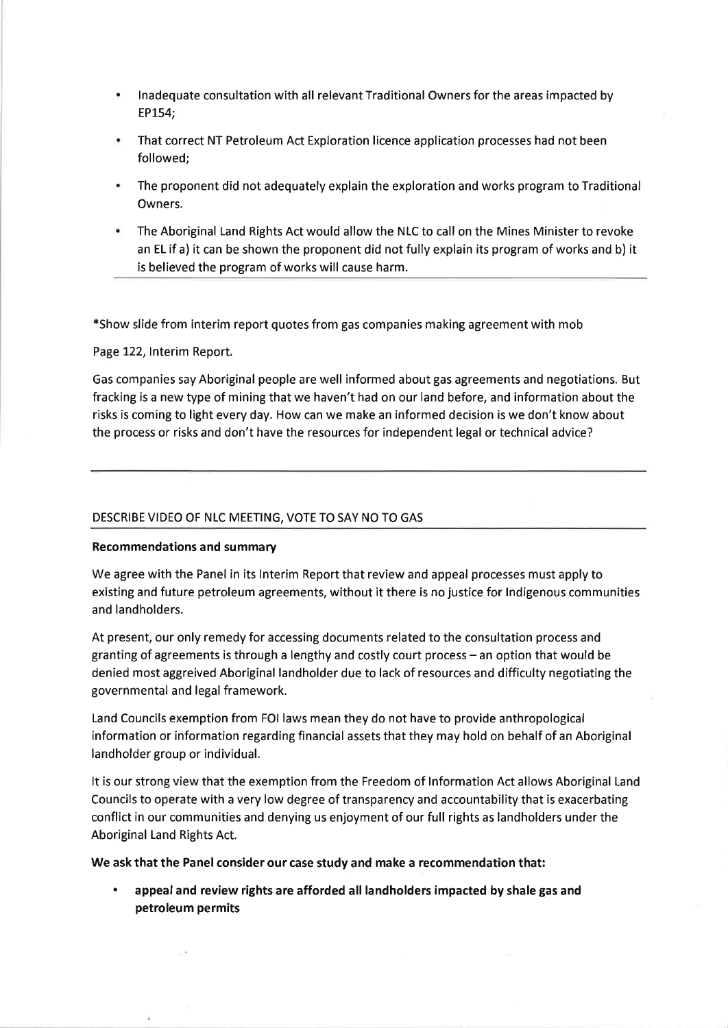- Inadequate consultation with all relevant Traditional Owners for the areas impacted by EP154;
- That correct NT Petroleum Act Exploration licence application processes had not been followed;
- The proponent did not adequately explain the exploration and works program to Traditional Owners.
- The Aboriginal Land Rights Act would allow the NLC to call on the Mines Minister to revoke an EL if a) it can be shown the proponent did not fully explain its program of works and b) it is believed the program of works will cause harm.

*Show slide from interim report quotes from gas companies making agreement with mob

Page 122, Interim Report.

Gas companies say Aboriginal people are well informed about gas agreements and negotiations. But fracking is a new type of mining that we haven't had on our land before, and information about the risks is coming to light every day. How can we make an informed decision is we don't know about the process or risks and don't have the resources for independent legal or technical advice?

---

DESCRIBE VIDEO OF NLC MEETING, VOTE TO SAY NO TO GAS

**Recommendations and summary**

We agree with the Panel in its Interim Report that review and appeal processes must apply to existing and future petroleum agreements, without it there is no justice for Indigenous communities and landholders.

At present, our only remedy for accessing documents related to the consultation process and granting of agreements is through a lengthy and costly court process – an option that would be denied most aggreived Aboriginal landholder due to lack of resources and difficulty negotiating the governmental and legal framework.

Land Councils exemption from FOI laws mean they do not have to provide anthropological information or information regarding financial assets that they may hold on behalf of an Aboriginal landholder group or individual.

It is our strong view that the exemption from the Freedom of Information Act allows Aboriginal Land Councils to operate with a very low degree of transparency and accountability that is exacerbating conflict in our communities and denying us enjoyment of our full rights as landholders under the Aboriginal Land Rights Act.

**We ask that the Panel consider our case study and make a recommendation that:**

- **appeal and review rights are afforded all landholders impacted by shale gas and petroleum permits**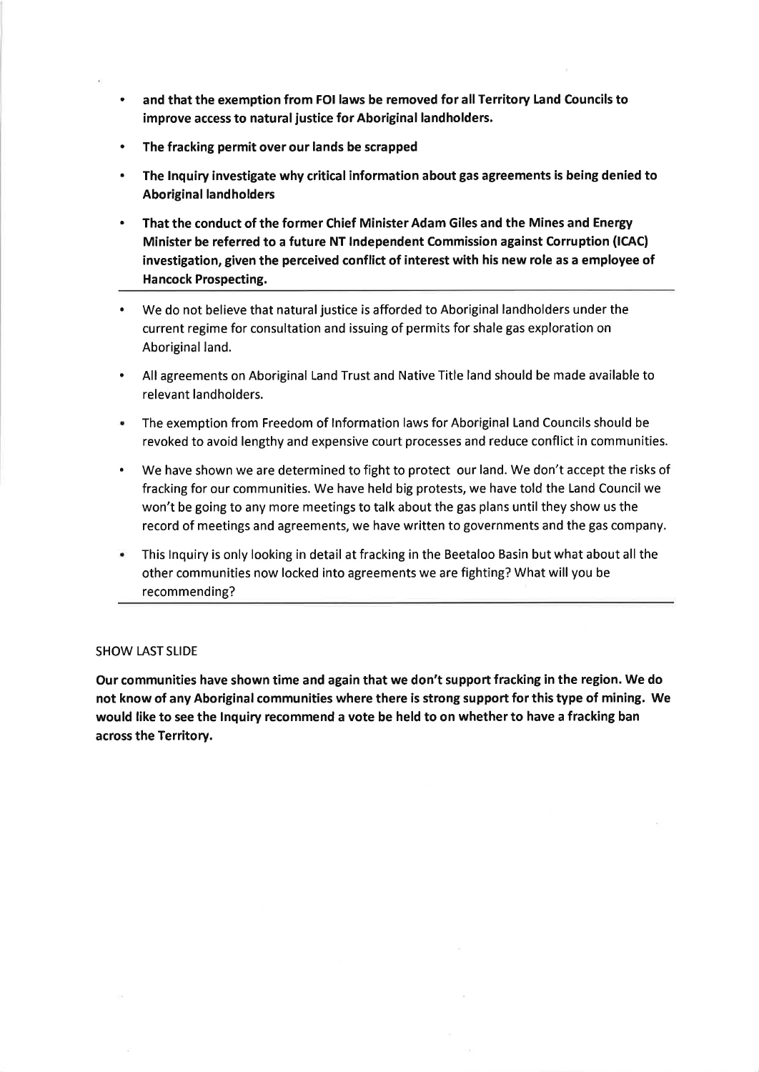- **and that the exemption from FOI laws be removed for all Territory Land Councils to improve access to natural justice for Aboriginal landholders.**
- **The fracking permit over our lands be scrapped**
- **The Inquiry investigate why critical information about gas agreements is being denied to Aboriginal landholders**
- **That the conduct of the former Chief Minister Adam Giles and the Mines and Energy Minister be referred to a future NT Independent Commission against Corruption (ICAC) investigation, given the perceived conflict of interest with his new role as a employee of Hancock Prospecting.**

---

- We do not believe that natural justice is afforded to Aboriginal landholders under the current regime for consultation and issuing of permits for shale gas exploration on Aboriginal land.
- All agreements on Aboriginal Land Trust and Native Title land should be made available to relevant landholders.
- The exemption from Freedom of Information laws for Aboriginal Land Councils should be revoked to avoid lengthy and expensive court processes and reduce conflict in communities.
- We have shown we are determined to fight to protect our land. We don't accept the risks of fracking for our communities. We have held big protests, we have told the Land Council we won't be going to any more meetings to talk about the gas plans until they show us the record of meetings and agreements, we have written to governments and the gas company.
- This Inquiry is only looking in detail at fracking in the Beetaloo Basin but what about all the other communities now locked into agreements we are fighting? What will you be recommending?

---

SHOW LAST SLIDE

**Our communities have shown time and again that we don't support fracking in the region. We do not know of any Aboriginal communities where there is strong support for this type of mining. We would like to see the Inquiry recommend a vote be held to on whether to have a fracking ban across the Territory.**